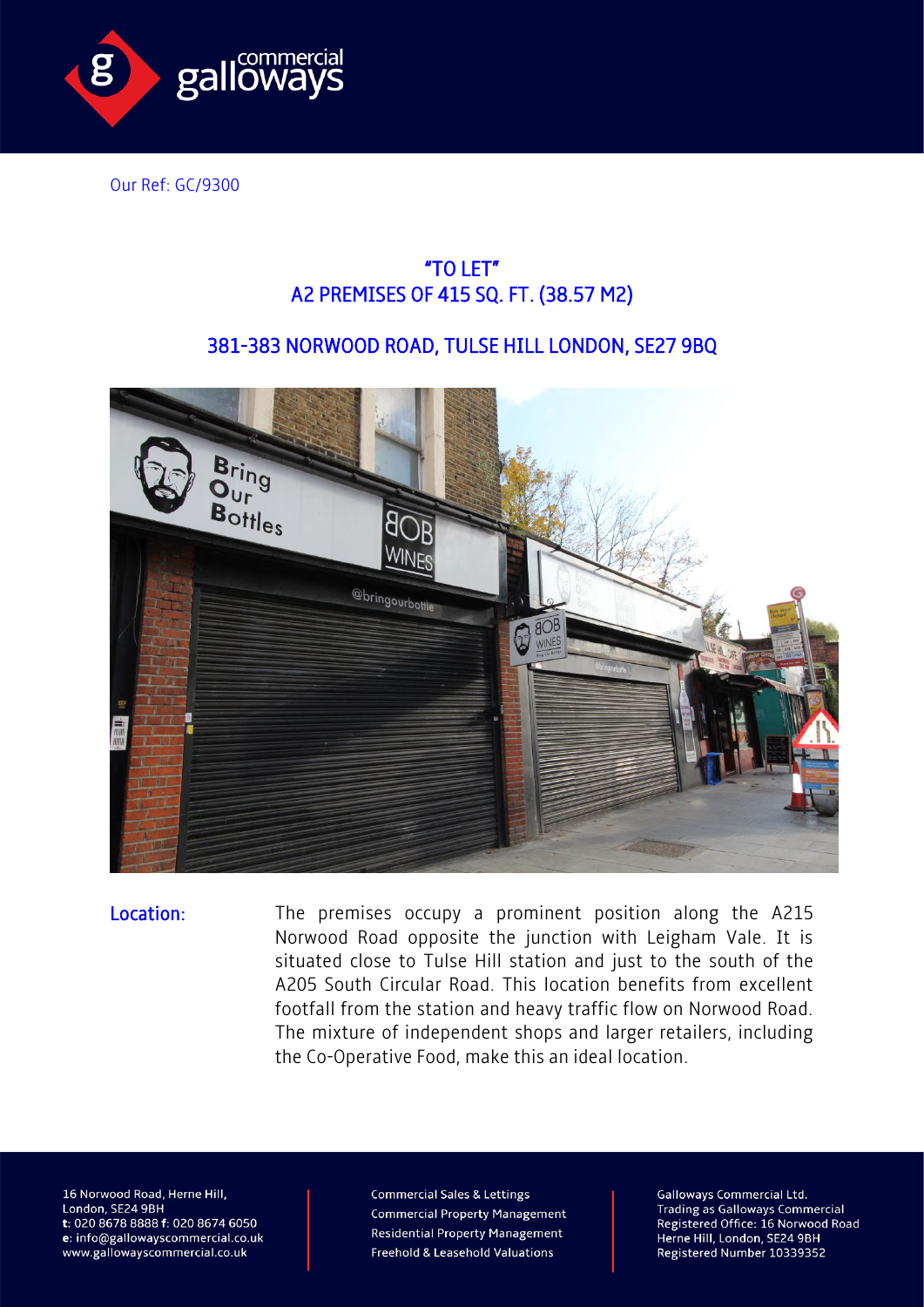Our Ref: GC/9300

# "TO LET"
# A2 PREMISES OF 415 SQ. FT. (38.57 M2)

## 381-383 NORWOOD ROAD, TULSE HILL LONDON, SE27 9BQ

**Location:** The premises occupy a prominent position along the A215 Norwood Road opposite the junction with Leigham Vale. It is situated close to Tulse Hill station and just to the south of the A205 South Circular Road. This location benefits from excellent footfall from the station and heavy traffic flow on Norwood Road. The mixture of independent shops and larger retailers, including the Co-Operative Food, make this an ideal location.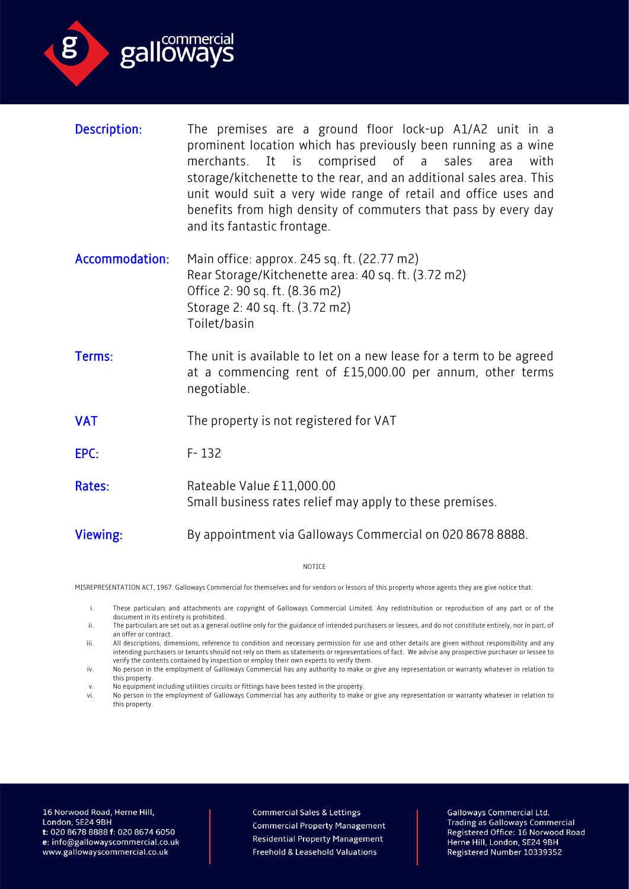**Description:** The premises are a ground floor lock-up A1/A2 unit in a prominent location which has previously been running as a wine merchants. It is comprised of a sales area with storage/kitchenette to the rear, and an additional sales area. This unit would suit a very wide range of retail and office uses and benefits from high density of commuters that pass by every day and its fantastic frontage.

**Accommodation:** Main office: approx. 245 sq. ft. (22.77 m2)
Rear Storage/Kitchenette area: 40 sq. ft. (3.72 m2)
Office 2: 90 sq. ft. (8.36 m2)
Storage 2: 40 sq. ft. (3.72 m2)
Toilet/basin

**Terms:** The unit is available to let on a new lease for a term to be agreed at a commencing rent of £15,000.00 per annum, other terms negotiable.

**VAT** The property is not registered for VAT

**EPC:** F- 132

**Rates:** Rateable Value £11,000.00
Small business rates relief may apply to these premises.

**Viewing:** By appointment via Galloways Commercial on 020 8678 8888.

NOTICE

MISREPRESENTATION ACT, 1967. Galloways Commercial for themselves and for vendors or lessors of this property whose agents they are give notice that:

i. These particulars and attachments are copyright of Galloways Commercial Limited. Any redistribution or reproduction of any part or of the document in its entirety is prohibited.
ii. The particulars are set out as a general outline only for the guidance of intended purchasers or lessees, and do not constitute entirely, nor in part, of an offer or contract.
iii. All descriptions, dimensions, reference to condition and necessary permission for use and other details are given without responsibility and any intending purchasers or tenants should not rely on them as statements or representations of fact. We advise any prospective purchaser or lessee to verify the contents contained by inspection or employ their own experts to verify them.
iv. No person in the employment of Galloways Commercial has any authority to make or give any representation or warranty whatever in relation to this property.
v. No equipment including utilities circuits or fittings have been tested in the property.
vi. No person in the employment of Galloways Commercial has any authority to make or give any representation or warranty whatever in relation to this property.